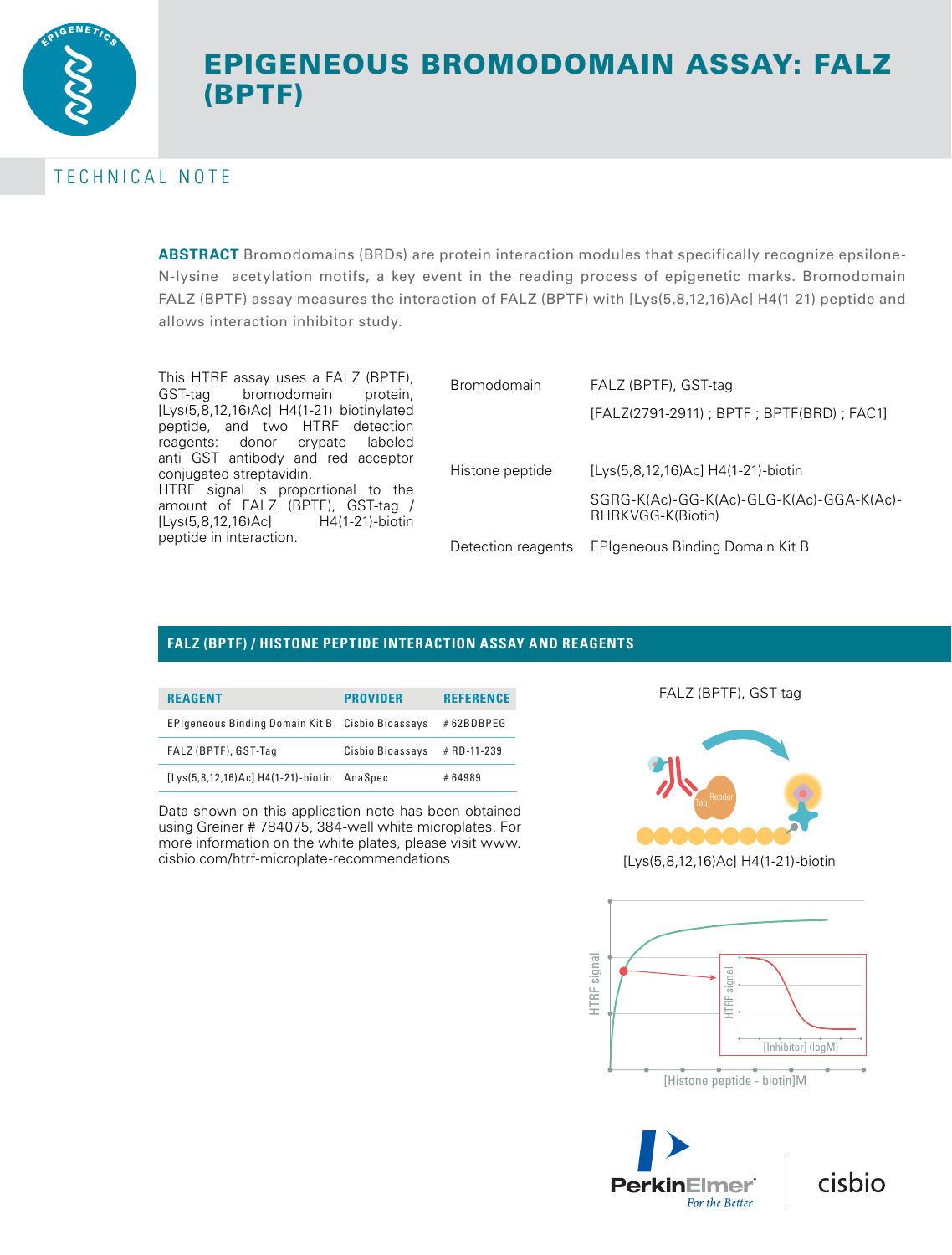# EPIGENEOUS BROMODOMAIN ASSAY: FALZ (BPTF)

TECHNICAL NOTE

**ABSTRACT** Bromodomains (BRDs) are protein interaction modules that specifically recognize epsilone-N-lysine acetylation motifs, a key event in the reading process of epigenetic marks. Bromodomain FALZ (BPTF) assay measures the interaction of FALZ (BPTF) with [Lys(5,8,12,16)Ac] H4(1-21) peptide and allows interaction inhibitor study.

This HTRF assay uses a FALZ (BPTF), GST-tag bromodomain protein, [Lys(5,8,12,16)Ac] H4(1-21) biotinylated peptide, and two HTRF detection reagents: donor crypate labeled anti GST antibody and red acceptor conjugated streptavidin.
HTRF signal is proportional to the amount of FALZ (BPTF), GST-tag / [Lys(5,8,12,16)Ac] H4(1-21)-biotin peptide in interaction.

| | |
|---|---|
| Bromodomain | FALZ (BPTF), GST-tag<br>[FALZ(2791-2911) ; BPTF ; BPTF(BRD) ; FAC1] |
| Histone peptide | [Lys(5,8,12,16)Ac] H4(1-21)-biotin<br>SGRG-K(Ac)-GG-K(Ac)-GLG-K(Ac)-GGA-K(Ac)-RHRKVGG-K(Biotin) |
| Detection reagents | EPIgeneous Binding Domain Kit B |

## FALZ (BPTF) / HISTONE PEPTIDE INTERACTION ASSAY AND REAGENTS

| REAGENT | PROVIDER | REFERENCE |
|---|---|---|
| EPIgeneous Binding Domain Kit B | Cisbio Bioassays | # 62BDBPEG |
| FALZ (BPTF), GST-Tag | Cisbio Bioassays | # RD-11-239 |
| [Lys(5,8,12,16)Ac] H4(1-21)-biotin | AnaSpec | # 64989 |

Data shown on this application note has been obtained using Greiner # 784075, 384-well white microplates. For more information on the white plates, please visit www.cisbio.com/htrf-microplate-recommendations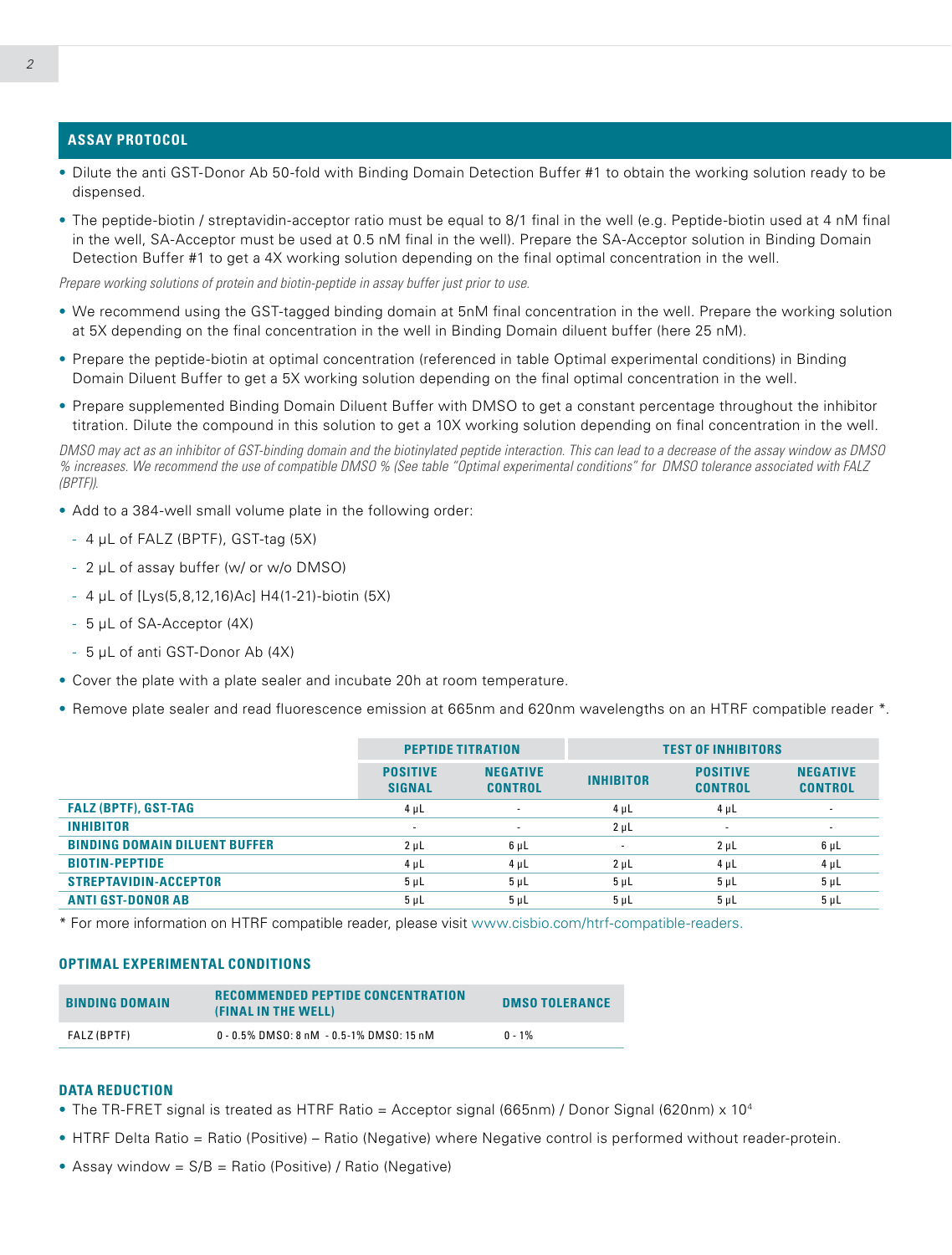## ASSAY PROTOCOL

- Dilute the anti GST-Donor Ab 50-fold with Binding Domain Detection Buffer #1 to obtain the working solution ready to be dispensed.
- The peptide-biotin / streptavidin-acceptor ratio must be equal to 8/1 final in the well (e.g. Peptide-biotin used at 4 nM final in the well, SA-Acceptor must be used at 0.5 nM final in the well). Prepare the SA-Acceptor solution in Binding Domain Detection Buffer #1 to get a 4X working solution depending on the final optimal concentration in the well.

*Prepare working solutions of protein and biotin-peptide in assay buffer just prior to use.*

- We recommend using the GST-tagged binding domain at 5nM final concentration in the well. Prepare the working solution at 5X depending on the final concentration in the well in Binding Domain diluent buffer (here 25 nM).
- Prepare the peptide-biotin at optimal concentration (referenced in table Optimal experimental conditions) in Binding Domain Diluent Buffer to get a 5X working solution depending on the final optimal concentration in the well.
- Prepare supplemented Binding Domain Diluent Buffer with DMSO to get a constant percentage throughout the inhibitor titration. Dilute the compound in this solution to get a 10X working solution depending on final concentration in the well.

*DMSO may act as an inhibitor of GST-binding domain and the biotinylated peptide interaction. This can lead to a decrease of the assay window as DMSO % increases. We recommend the use of compatible DMSO % (See table "Optimal experimental conditions" for DMSO tolerance associated with FALZ (BPTF)).*

- Add to a 384-well small volume plate in the following order:
  - 4 µL of FALZ (BPTF), GST-tag (5X)
  - 2 µL of assay buffer (w/ or w/o DMSO)
  - 4 µL of [Lys(5,8,12,16)Ac] H4(1-21)-biotin (5X)
  - 5 µL of SA-Acceptor (4X)
  - 5 µL of anti GST-Donor Ab (4X)
- Cover the plate with a plate sealer and incubate 20h at room temperature.
- Remove plate sealer and read fluorescence emission at 665nm and 620nm wavelengths on an HTRF compatible reader *.

| | PEPTIDE TITRATION | | TEST OF INHIBITORS | | |
|---|---|---|---|---|---|
| | POSITIVE SIGNAL | NEGATIVE CONTROL | INHIBITOR | POSITIVE CONTROL | NEGATIVE CONTROL |
| FALZ (BPTF), GST-TAG | 4 µL | - | 4 µL | 4 µL | - |
| INHIBITOR | - | - | 2 µL | - | - |
| BINDING DOMAIN DILUENT BUFFER | 2 µL | 6 µL | - | 2 µL | 6 µL |
| BIOTIN-PEPTIDE | 4 µL | 4 µL | 2 µL | 4 µL | 4 µL |
| STREPTAVIDIN-ACCEPTOR | 5 µL | 5 µL | 5 µL | 5 µL | 5 µL |
| ANTI GST-DONOR AB | 5 µL | 5 µL | 5 µL | 5 µL | 5 µL |

* For more information on HTRF compatible reader, please visit www.cisbio.com/htrf-compatible-readers.

### OPTIMAL EXPERIMENTAL CONDITIONS

| BINDING DOMAIN | RECOMMENDED PEPTIDE CONCENTRATION (FINAL IN THE WELL) | DMSO TOLERANCE |
|---|---|---|
| FALZ (BPTF) | 0 - 0.5% DMSO: 8 nM - 0.5-1% DMSO: 15 nM | 0 - 1% |

### DATA REDUCTION

- The TR-FRET signal is treated as HTRF Ratio = Acceptor signal (665nm) / Donor Signal (620nm) x $10^4$
- HTRF Delta Ratio = Ratio (Positive) – Ratio (Negative) where Negative control is performed without reader-protein.
- Assay window = S/B = Ratio (Positive) / Ratio (Negative)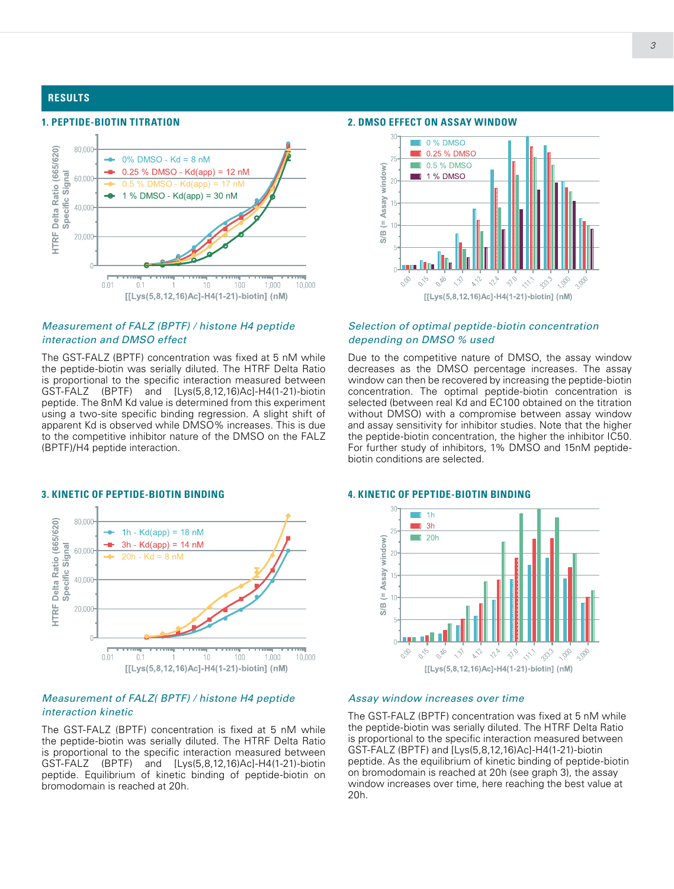## RESULTS

### 1. PEPTIDE-BIOTIN TITRATION

*Measurement of FALZ (BPTF) / histone H4 peptide interaction and DMSO effect*

The GST-FALZ (BPTF) concentration was fixed at 5 nM while the peptide-biotin was serially diluted. The HTRF Delta Ratio is proportional to the specific interaction measured between GST-FALZ (BPTF) and [Lys(5,8,12,16)Ac]-H4(1-21)-biotin peptide. The 8nM Kd value is determined from this experiment using a two-site specific binding regression. A slight shift of apparent Kd is observed while DMSO% increases. This is due to the competitive inhibitor nature of the DMSO on the FALZ (BPTF)/H4 peptide interaction.

### 2. DMSO EFFECT ON ASSAY WINDOW

*Selection of optimal peptide-biotin concentration depending on DMSO % used*

Due to the competitive nature of DMSO, the assay window decreases as the DMSO percentage increases. The assay window can then be recovered by increasing the peptide-biotin concentration. The optimal peptide-biotin concentration is selected (between real Kd and EC100 obtained on the titration without DMSO) with a compromise between assay window and assay sensitivity for inhibitor studies. Note that the higher the peptide-biotin concentration, the higher the inhibitor IC50. For further study of inhibitors, 1% DMSO and 15nM peptide-biotin conditions are selected.

### 3. KINETIC OF PEPTIDE-BIOTIN BINDING

*Measurement of FALZ( BPTF) / histone H4 peptide interaction kinetic*

The GST-FALZ (BPTF) concentration is fixed at 5 nM while the peptide-biotin was serially diluted. The HTRF Delta Ratio is proportional to the specific interaction measured between GST-FALZ (BPTF) and [Lys(5,8,12,16)Ac]-H4(1-21)-biotin peptide. Equilibrium of kinetic binding of peptide-biotin on bromodomain is reached at 20h.

### 4. KINETIC OF PEPTIDE-BIOTIN BINDING

*Assay window increases over time*

The GST-FALZ (BPTF) concentration was fixed at 5 nM while the peptide-biotin was serially diluted. The HTRF Delta Ratio is proportional to the specific interaction measured between GST-FALZ (BPTF) and [Lys(5,8,12,16)Ac]-H4(1-21)-biotin peptide. As the equilibrium of kinetic binding of peptide-biotin on bromodomain is reached at 20h (see graph 3), the assay window increases over time, here reaching the best value at 20h.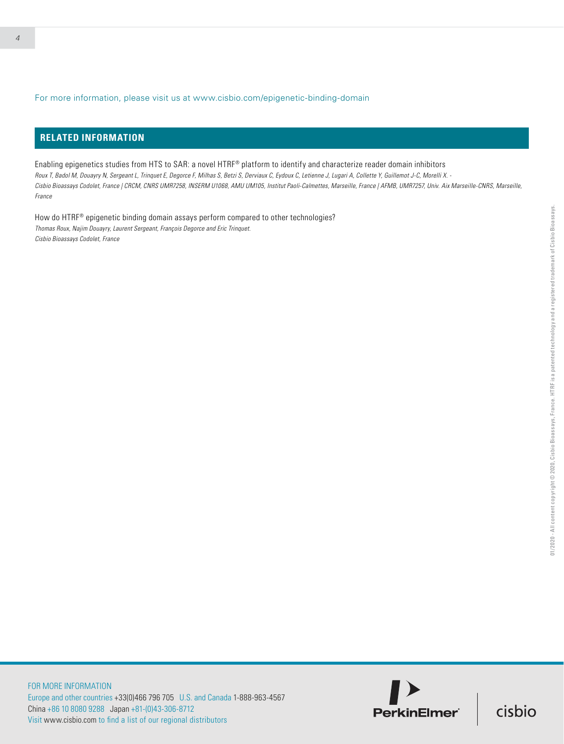For more information, please visit us at www.cisbio.com/epigenetic-binding-domain

## RELATED INFORMATION

Enabling epigenetics studies from HTS to SAR: a novel HTRF® platform to identify and characterize reader domain inhibitors
*Roux T, Badol M, Douayry N, Sergeant L, Trinquet E, Degorce F, Milhas S, Betzi S, Derviaux C, Eydoux C, Letienne J, Lugari A, Collette Y, Guillemot J-C, Morelli X. - Cisbio Bioassays Codolet, France | CRCM, CNRS UMR7258, INSERM U1068, AMU UM105, Institut Paoli-Calmettes, Marseille, France | AFMB, UMR7257, Univ. Aix Marseille-CNRS, Marseille, France*

How do HTRF® epigenetic binding domain assays perform compared to other technologies?
*Thomas Roux, Najim Douayry, Laurent Sergeant, François Degorce and Eric Trinquet. Cisbio Bioassays Codolet, France*

01/2020 - All content copyright © 2020, Cisbio Bioassays, France. HTRF is a patented technology and a registered trademark of Cisbio Bioassays.

FOR MORE INFORMATION
Europe and other countries +33(0)466 796 705 U.S. and Canada 1-888-963-4567
China +86 10 8080 9288 Japan +81-(0)43-306-8712
Visit www.cisbio.com to find a list of our regional distributors

PerkinElmer | cisbio